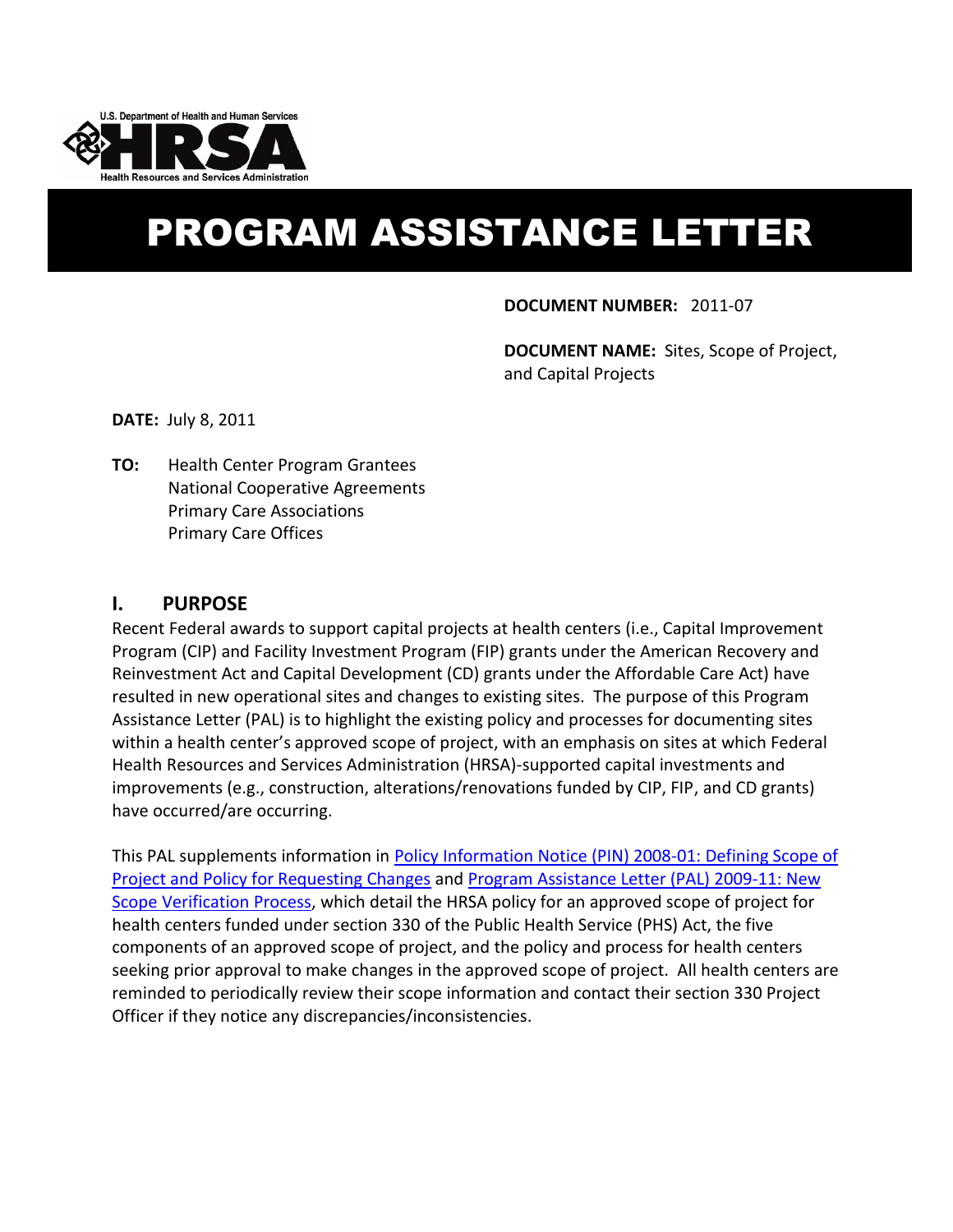# PROGRAM ASSISTANCE LETTER

**DOCUMENT NUMBER:** 2011-07

**DOCUMENT NAME:** Sites, Scope of Project, and Capital Projects

**DATE:** July 8, 2011

**TO:** Health Center Program Grantees
National Cooperative Agreements
Primary Care Associations
Primary Care Offices

## I. PURPOSE

Recent Federal awards to support capital projects at health centers (i.e., Capital Improvement Program (CIP) and Facility Investment Program (FIP) grants under the American Recovery and Reinvestment Act and Capital Development (CD) grants under the Affordable Care Act) have resulted in new operational sites and changes to existing sites. The purpose of this Program Assistance Letter (PAL) is to highlight the existing policy and processes for documenting sites within a health center's approved scope of project, with an emphasis on sites at which Federal Health Resources and Services Administration (HRSA)-supported capital investments and improvements (e.g., construction, alterations/renovations funded by CIP, FIP, and CD grants) have occurred/are occurring.

This PAL supplements information in Policy Information Notice (PIN) 2008-01: Defining Scope of Project and Policy for Requesting Changes and Program Assistance Letter (PAL) 2009-11: New Scope Verification Process, which detail the HRSA policy for an approved scope of project for health centers funded under section 330 of the Public Health Service (PHS) Act, the five components of an approved scope of project, and the policy and process for health centers seeking prior approval to make changes in the approved scope of project. All health centers are reminded to periodically review their scope information and contact their section 330 Project Officer if they notice any discrepancies/inconsistencies.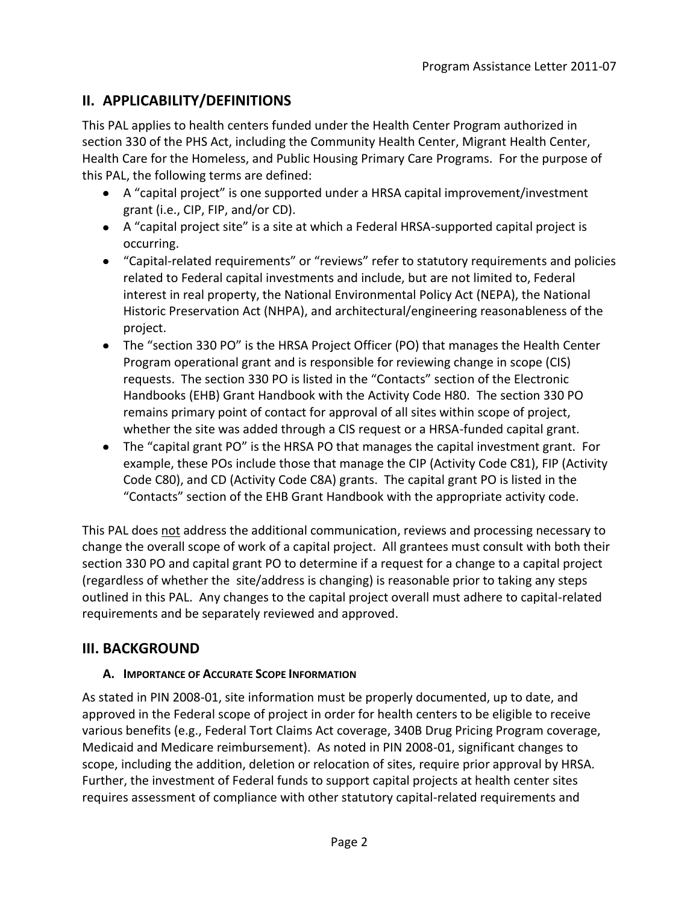## II. APPLICABILITY/DEFINITIONS

This PAL applies to health centers funded under the Health Center Program authorized in section 330 of the PHS Act, including the Community Health Center, Migrant Health Center, Health Care for the Homeless, and Public Housing Primary Care Programs. For the purpose of this PAL, the following terms are defined:

- A "capital project" is one supported under a HRSA capital improvement/investment grant (i.e., CIP, FIP, and/or CD).
- A "capital project site" is a site at which a Federal HRSA-supported capital project is occurring.
- "Capital-related requirements" or "reviews" refer to statutory requirements and policies related to Federal capital investments and include, but are not limited to, Federal interest in real property, the National Environmental Policy Act (NEPA), the National Historic Preservation Act (NHPA), and architectural/engineering reasonableness of the project.
- The "section 330 PO" is the HRSA Project Officer (PO) that manages the Health Center Program operational grant and is responsible for reviewing change in scope (CIS) requests. The section 330 PO is listed in the "Contacts" section of the Electronic Handbooks (EHB) Grant Handbook with the Activity Code H80. The section 330 PO remains primary point of contact for approval of all sites within scope of project, whether the site was added through a CIS request or a HRSA-funded capital grant.
- The "capital grant PO" is the HRSA PO that manages the capital investment grant. For example, these POs include those that manage the CIP (Activity Code C81), FIP (Activity Code C80), and CD (Activity Code C8A) grants. The capital grant PO is listed in the "Contacts" section of the EHB Grant Handbook with the appropriate activity code.

This PAL does not address the additional communication, reviews and processing necessary to change the overall scope of work of a capital project. All grantees must consult with both their section 330 PO and capital grant PO to determine if a request for a change to a capital project (regardless of whether the site/address is changing) is reasonable prior to taking any steps outlined in this PAL. Any changes to the capital project overall must adhere to capital-related requirements and be separately reviewed and approved.

## III. BACKGROUND

### A. Importance of Accurate Scope Information

As stated in PIN 2008-01, site information must be properly documented, up to date, and approved in the Federal scope of project in order for health centers to be eligible to receive various benefits (e.g., Federal Tort Claims Act coverage, 340B Drug Pricing Program coverage, Medicaid and Medicare reimbursement). As noted in PIN 2008-01, significant changes to scope, including the addition, deletion or relocation of sites, require prior approval by HRSA. Further, the investment of Federal funds to support capital projects at health center sites requires assessment of compliance with other statutory capital-related requirements and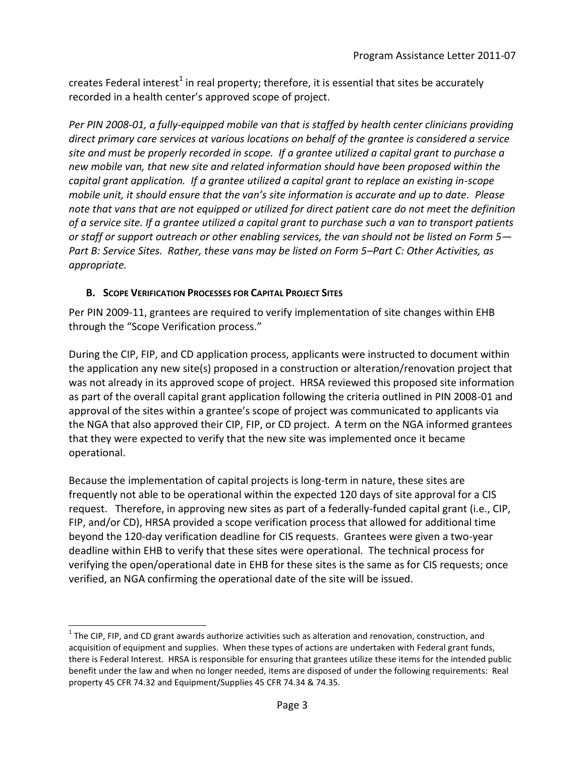creates Federal interest[1] in real property; therefore, it is essential that sites be accurately recorded in a health center's approved scope of project.

*Per PIN 2008-01, a fully-equipped mobile van that is staffed by health center clinicians providing direct primary care services at various locations on behalf of the grantee is considered a service site and must be properly recorded in scope. If a grantee utilized a capital grant to purchase a new mobile van, that new site and related information should have been proposed within the capital grant application. If a grantee utilized a capital grant to replace an existing in-scope mobile unit, it should ensure that the van's site information is accurate and up to date. Please note that vans that are not equipped or utilized for direct patient care do not meet the definition of a service site. If a grantee utilized a capital grant to purchase such a van to transport patients or staff or support outreach or other enabling services, the van should not be listed on Form 5—Part B: Service Sites. Rather, these vans may be listed on Form 5–Part C: Other Activities, as appropriate.*

### B. Scope Verification Processes for Capital Project Sites

Per PIN 2009-11, grantees are required to verify implementation of site changes within EHB through the "Scope Verification process."

During the CIP, FIP, and CD application process, applicants were instructed to document within the application any new site(s) proposed in a construction or alteration/renovation project that was not already in its approved scope of project. HRSA reviewed this proposed site information as part of the overall capital grant application following the criteria outlined in PIN 2008-01 and approval of the sites within a grantee's scope of project was communicated to applicants via the NGA that also approved their CIP, FIP, or CD project. A term on the NGA informed grantees that they were expected to verify that the new site was implemented once it became operational.

Because the implementation of capital projects is long-term in nature, these sites are frequently not able to be operational within the expected 120 days of site approval for a CIS request. Therefore, in approving new sites as part of a federally-funded capital grant (i.e., CIP, FIP, and/or CD), HRSA provided a scope verification process that allowed for additional time beyond the 120-day verification deadline for CIS requests. Grantees were given a two-year deadline within EHB to verify that these sites were operational. The technical process for verifying the open/operational date in EHB for these sites is the same as for CIS requests; once verified, an NGA confirming the operational date of the site will be issued.

---

[1] The CIP, FIP, and CD grant awards authorize activities such as alteration and renovation, construction, and acquisition of equipment and supplies. When these types of actions are undertaken with Federal grant funds, there is Federal Interest. HRSA is responsible for ensuring that grantees utilize these items for the intended public benefit under the law and when no longer needed, items are disposed of under the following requirements: Real property 45 CFR 74.32 and Equipment/Supplies 45 CFR 74.34 & 74.35.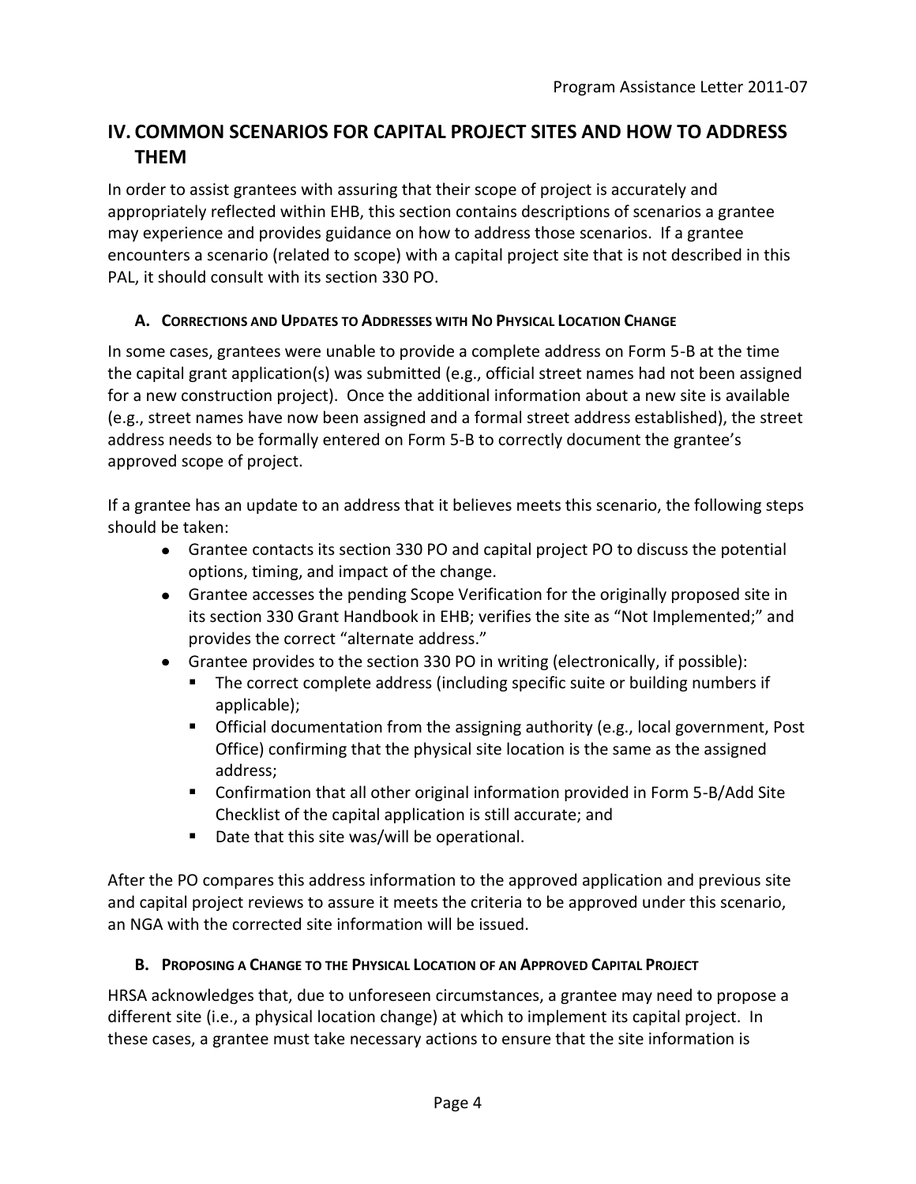## IV. COMMON SCENARIOS FOR CAPITAL PROJECT SITES AND HOW TO ADDRESS THEM

In order to assist grantees with assuring that their scope of project is accurately and appropriately reflected within EHB, this section contains descriptions of scenarios a grantee may experience and provides guidance on how to address those scenarios. If a grantee encounters a scenario (related to scope) with a capital project site that is not described in this PAL, it should consult with its section 330 PO.

### A. Corrections and Updates to Addresses with No Physical Location Change

In some cases, grantees were unable to provide a complete address on Form 5-B at the time the capital grant application(s) was submitted (e.g., official street names had not been assigned for a new construction project). Once the additional information about a new site is available (e.g., street names have now been assigned and a formal street address established), the street address needs to be formally entered on Form 5-B to correctly document the grantee's approved scope of project.

If a grantee has an update to an address that it believes meets this scenario, the following steps should be taken:

- Grantee contacts its section 330 PO and capital project PO to discuss the potential options, timing, and impact of the change.
- Grantee accesses the pending Scope Verification for the originally proposed site in its section 330 Grant Handbook in EHB; verifies the site as "Not Implemented;" and provides the correct "alternate address."
- Grantee provides to the section 330 PO in writing (electronically, if possible):
  - The correct complete address (including specific suite or building numbers if applicable);
  - Official documentation from the assigning authority (e.g., local government, Post Office) confirming that the physical site location is the same as the assigned address;
  - Confirmation that all other original information provided in Form 5-B/Add Site Checklist of the capital application is still accurate; and
  - Date that this site was/will be operational.

After the PO compares this address information to the approved application and previous site and capital project reviews to assure it meets the criteria to be approved under this scenario, an NGA with the corrected site information will be issued.

### B. Proposing a Change to the Physical Location of an Approved Capital Project

HRSA acknowledges that, due to unforeseen circumstances, a grantee may need to propose a different site (i.e., a physical location change) at which to implement its capital project. In these cases, a grantee must take necessary actions to ensure that the site information is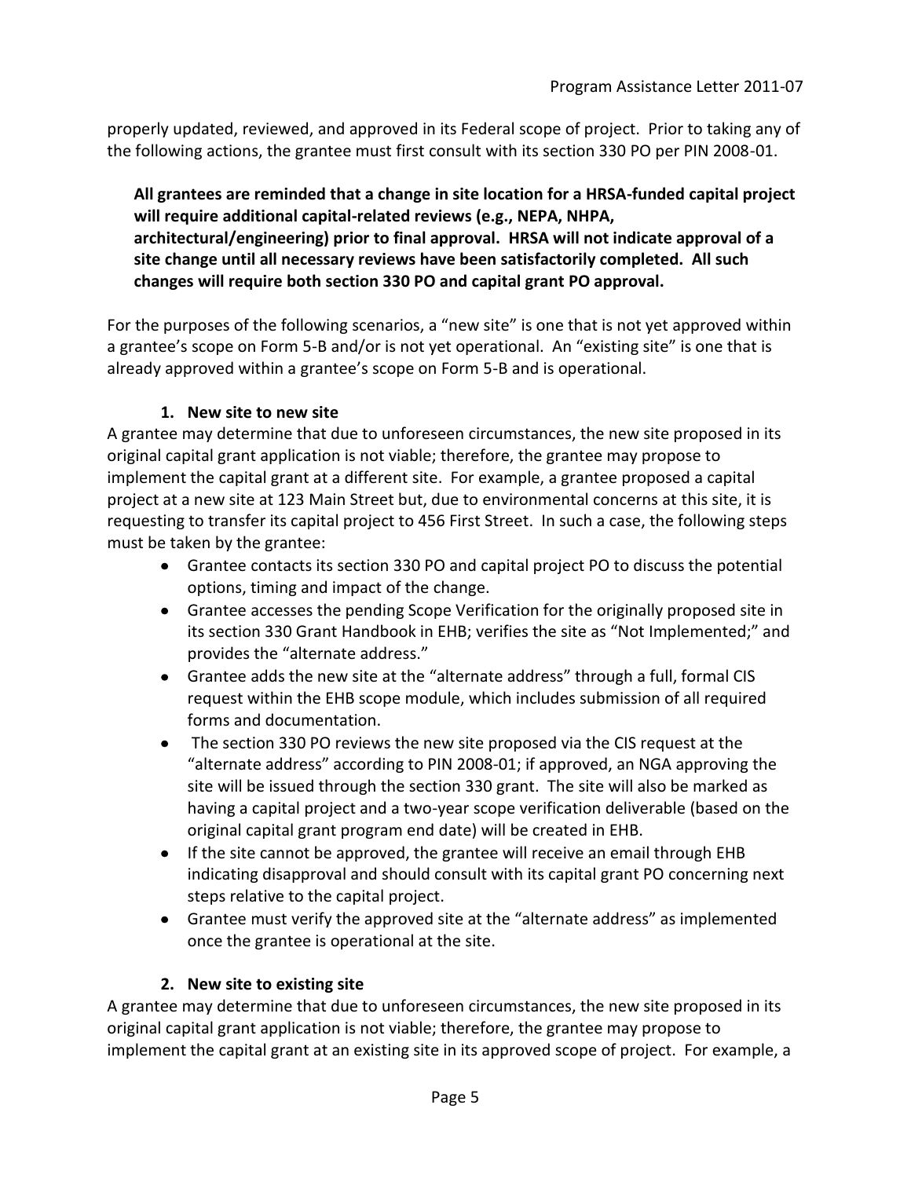properly updated, reviewed, and approved in its Federal scope of project. Prior to taking any of the following actions, the grantee must first consult with its section 330 PO per PIN 2008-01.

> **All grantees are reminded that a change in site location for a HRSA-funded capital project will require additional capital-related reviews (e.g., NEPA, NHPA, architectural/engineering) prior to final approval. HRSA will not indicate approval of a site change until all necessary reviews have been satisfactorily completed. All such changes will require both section 330 PO and capital grant PO approval.**

For the purposes of the following scenarios, a "new site" is one that is not yet approved within a grantee's scope on Form 5-B and/or is not yet operational. An "existing site" is one that is already approved within a grantee's scope on Form 5-B and is operational.

**1. New site to new site**

A grantee may determine that due to unforeseen circumstances, the new site proposed in its original capital grant application is not viable; therefore, the grantee may propose to implement the capital grant at a different site. For example, a grantee proposed a capital project at a new site at 123 Main Street but, due to environmental concerns at this site, it is requesting to transfer its capital project to 456 First Street. In such a case, the following steps must be taken by the grantee:

- Grantee contacts its section 330 PO and capital project PO to discuss the potential options, timing and impact of the change.
- Grantee accesses the pending Scope Verification for the originally proposed site in its section 330 Grant Handbook in EHB; verifies the site as "Not Implemented;" and provides the "alternate address."
- Grantee adds the new site at the "alternate address" through a full, formal CIS request within the EHB scope module, which includes submission of all required forms and documentation.
- The section 330 PO reviews the new site proposed via the CIS request at the "alternate address" according to PIN 2008-01; if approved, an NGA approving the site will be issued through the section 330 grant. The site will also be marked as having a capital project and a two-year scope verification deliverable (based on the original capital grant program end date) will be created in EHB.
- If the site cannot be approved, the grantee will receive an email through EHB indicating disapproval and should consult with its capital grant PO concerning next steps relative to the capital project.
- Grantee must verify the approved site at the "alternate address" as implemented once the grantee is operational at the site.

**2. New site to existing site**

A grantee may determine that due to unforeseen circumstances, the new site proposed in its original capital grant application is not viable; therefore, the grantee may propose to implement the capital grant at an existing site in its approved scope of project. For example, a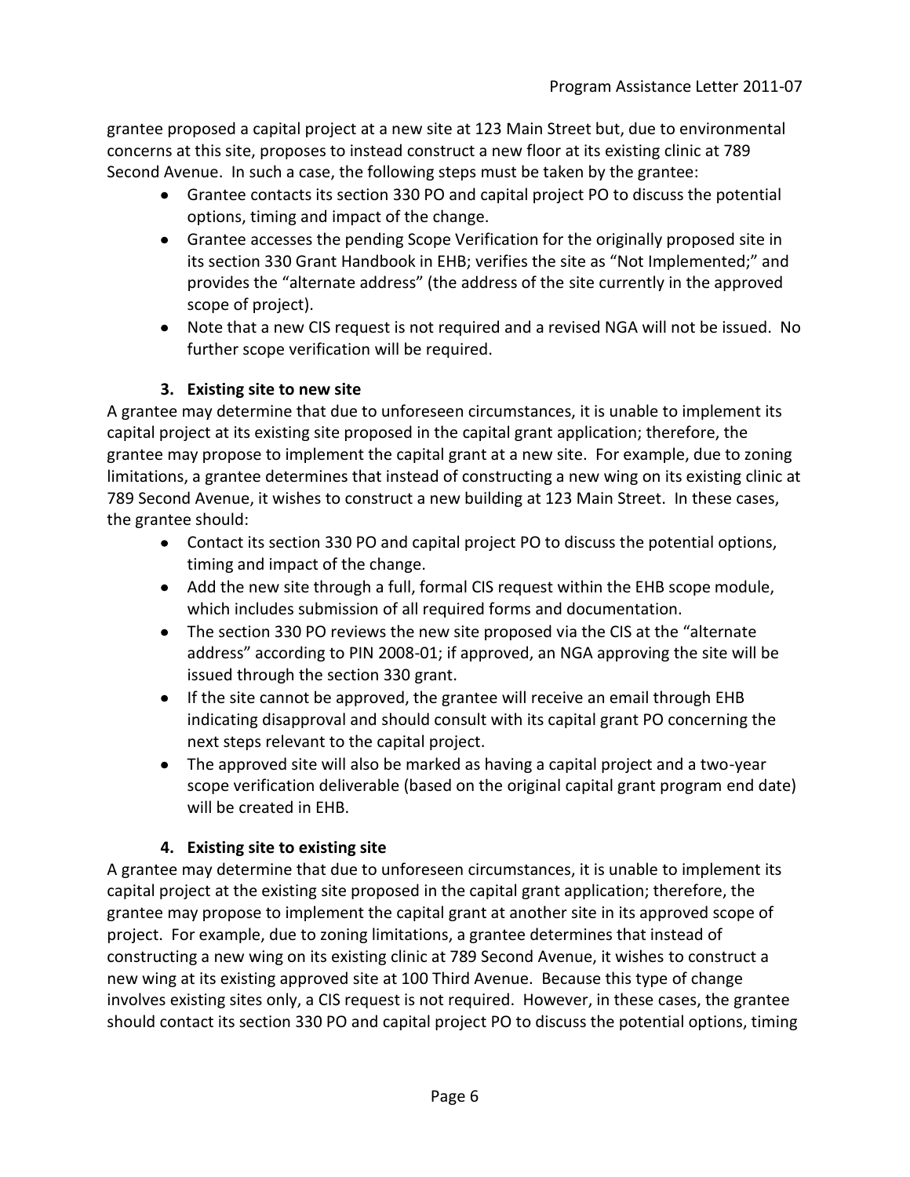grantee proposed a capital project at a new site at 123 Main Street but, due to environmental concerns at this site, proposes to instead construct a new floor at its existing clinic at 789 Second Avenue. In such a case, the following steps must be taken by the grantee:

- Grantee contacts its section 330 PO and capital project PO to discuss the potential options, timing and impact of the change.
- Grantee accesses the pending Scope Verification for the originally proposed site in its section 330 Grant Handbook in EHB; verifies the site as "Not Implemented;" and provides the "alternate address" (the address of the site currently in the approved scope of project).
- Note that a new CIS request is not required and a revised NGA will not be issued. No further scope verification will be required.

### 3. Existing site to new site

A grantee may determine that due to unforeseen circumstances, it is unable to implement its capital project at its existing site proposed in the capital grant application; therefore, the grantee may propose to implement the capital grant at a new site. For example, due to zoning limitations, a grantee determines that instead of constructing a new wing on its existing clinic at 789 Second Avenue, it wishes to construct a new building at 123 Main Street. In these cases, the grantee should:

- Contact its section 330 PO and capital project PO to discuss the potential options, timing and impact of the change.
- Add the new site through a full, formal CIS request within the EHB scope module, which includes submission of all required forms and documentation.
- The section 330 PO reviews the new site proposed via the CIS at the "alternate address" according to PIN 2008-01; if approved, an NGA approving the site will be issued through the section 330 grant.
- If the site cannot be approved, the grantee will receive an email through EHB indicating disapproval and should consult with its capital grant PO concerning the next steps relevant to the capital project.
- The approved site will also be marked as having a capital project and a two-year scope verification deliverable (based on the original capital grant program end date) will be created in EHB.

### 4. Existing site to existing site

A grantee may determine that due to unforeseen circumstances, it is unable to implement its capital project at the existing site proposed in the capital grant application; therefore, the grantee may propose to implement the capital grant at another site in its approved scope of project. For example, due to zoning limitations, a grantee determines that instead of constructing a new wing on its existing clinic at 789 Second Avenue, it wishes to construct a new wing at its existing approved site at 100 Third Avenue. Because this type of change involves existing sites only, a CIS request is not required. However, in these cases, the grantee should contact its section 330 PO and capital project PO to discuss the potential options, timing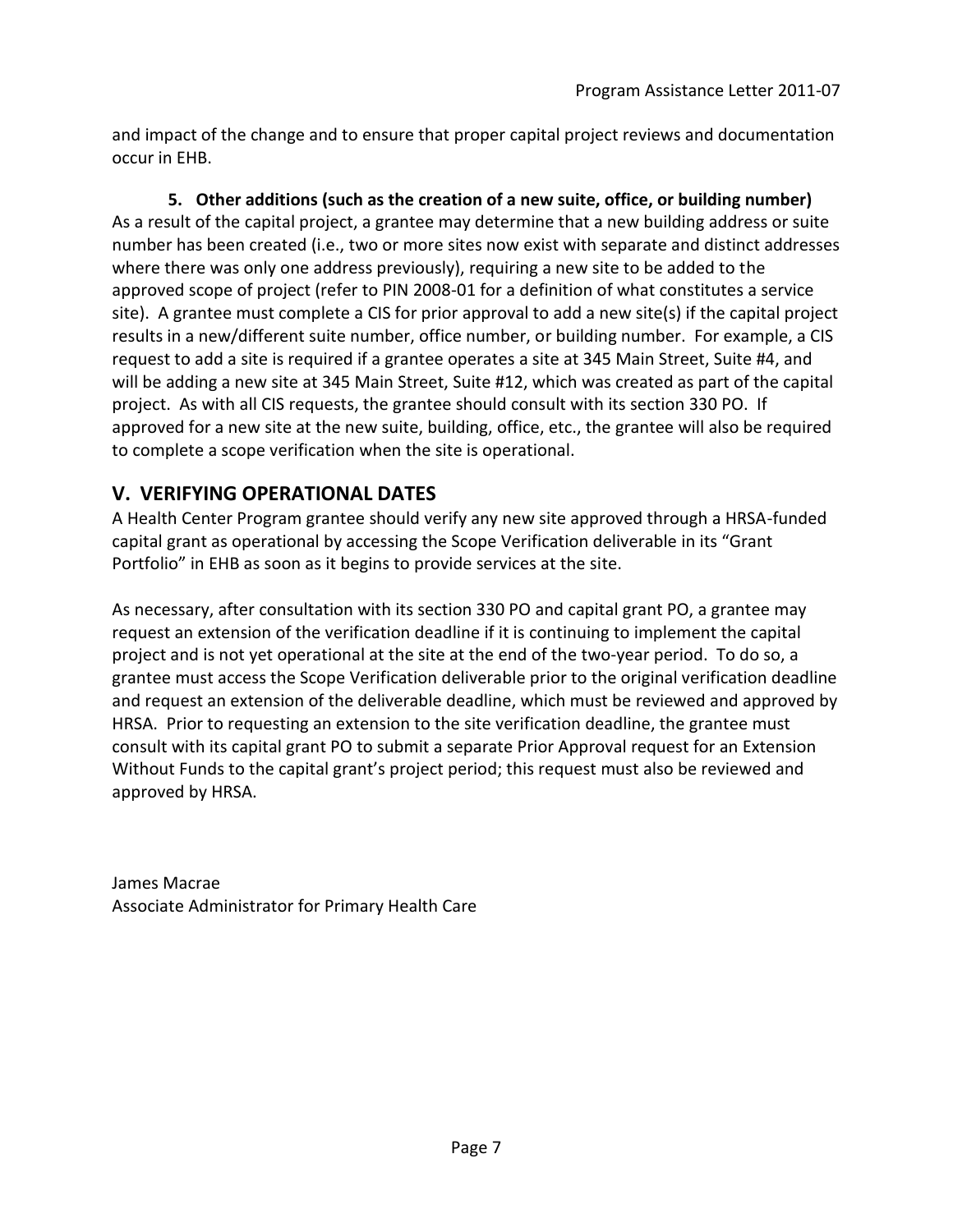and impact of the change and to ensure that proper capital project reviews and documentation occur in EHB.

**5. Other additions (such as the creation of a new suite, office, or building number)**

As a result of the capital project, a grantee may determine that a new building address or suite number has been created (i.e., two or more sites now exist with separate and distinct addresses where there was only one address previously), requiring a new site to be added to the approved scope of project (refer to PIN 2008-01 for a definition of what constitutes a service site). A grantee must complete a CIS for prior approval to add a new site(s) if the capital project results in a new/different suite number, office number, or building number. For example, a CIS request to add a site is required if a grantee operates a site at 345 Main Street, Suite #4, and will be adding a new site at 345 Main Street, Suite #12, which was created as part of the capital project. As with all CIS requests, the grantee should consult with its section 330 PO. If approved for a new site at the new suite, building, office, etc., the grantee will also be required to complete a scope verification when the site is operational.

## V. VERIFYING OPERATIONAL DATES

A Health Center Program grantee should verify any new site approved through a HRSA-funded capital grant as operational by accessing the Scope Verification deliverable in its "Grant Portfolio" in EHB as soon as it begins to provide services at the site.

As necessary, after consultation with its section 330 PO and capital grant PO, a grantee may request an extension of the verification deadline if it is continuing to implement the capital project and is not yet operational at the site at the end of the two-year period. To do so, a grantee must access the Scope Verification deliverable prior to the original verification deadline and request an extension of the deliverable deadline, which must be reviewed and approved by HRSA. Prior to requesting an extension to the site verification deadline, the grantee must consult with its capital grant PO to submit a separate Prior Approval request for an Extension Without Funds to the capital grant's project period; this request must also be reviewed and approved by HRSA.

James Macrae
Associate Administrator for Primary Health Care